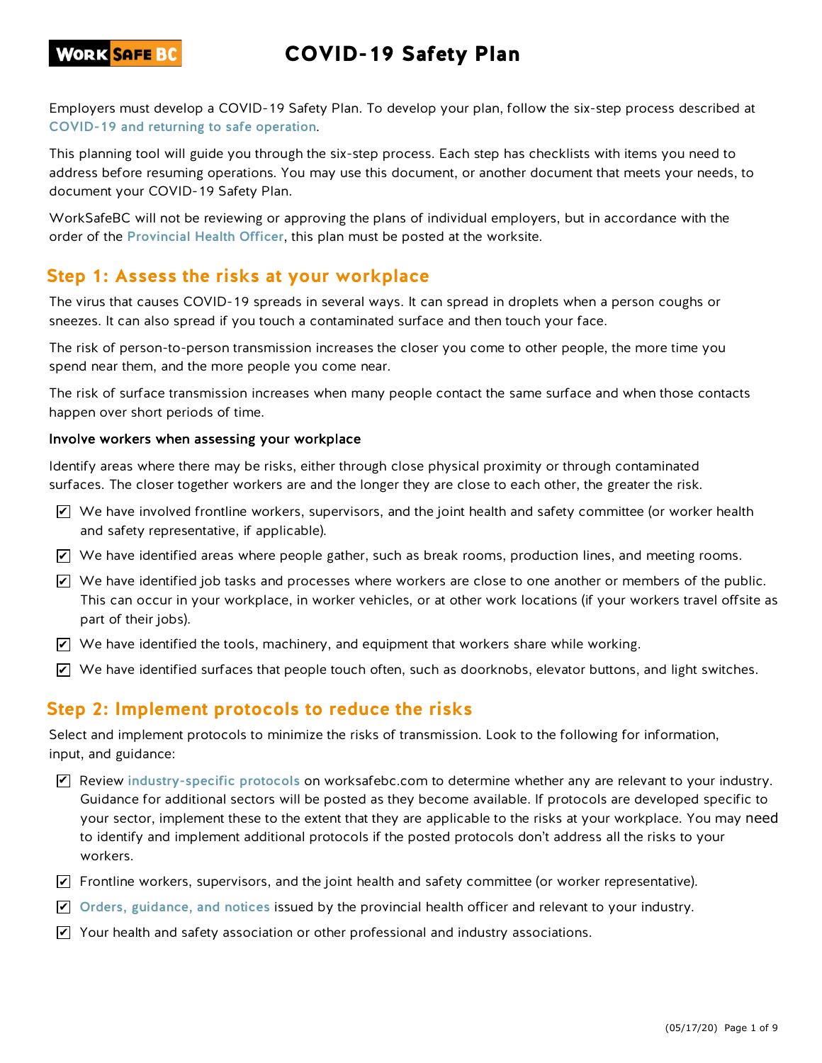# COVID-19 Safety Plan

Employers must develop a COVID-19 Safety Plan. To develop your plan, follow the six-step process described at COVID-19 and returning to safe operation.

This planning tool will guide you through the six-step process. Each step has checklists with items you need to address before resuming operations. You may use this document, or another document that meets your needs, to document your COVID-19 Safety Plan.

WorkSafeBC will not be reviewing or approving the plans of individual employers, but in accordance with the order of the Provincial Health Officer, this plan must be posted at the worksite.

## Step 1: Assess the risks at your workplace

The virus that causes COVID-19 spreads in several ways. It can spread in droplets when a person coughs or sneezes. It can also spread if you touch a contaminated surface and then touch your face.

The risk of person-to-person transmission increases the closer you come to other people, the more time you spend near them, and the more people you come near.

The risk of surface transmission increases when many people contact the same surface and when those contacts happen over short periods of time.

### Involve workers when assessing your workplace

Identify areas where there may be risks, either through close physical proximity or through contaminated surfaces. The closer together workers are and the longer they are close to each other, the greater the risk.

- [x] We have involved frontline workers, supervisors, and the joint health and safety committee (or worker health and safety representative, if applicable).
- [x] We have identified areas where people gather, such as break rooms, production lines, and meeting rooms.
- [x] We have identified job tasks and processes where workers are close to one another or members of the public. This can occur in your workplace, in worker vehicles, or at other work locations (if your workers travel offsite as part of their jobs).
- [x] We have identified the tools, machinery, and equipment that workers share while working.
- [x] We have identified surfaces that people touch often, such as doorknobs, elevator buttons, and light switches.

## Step 2: Implement protocols to reduce the risks

Select and implement protocols to minimize the risks of transmission. Look to the following for information, input, and guidance:

- [x] Review industry-specific protocols on worksafebc.com to determine whether any are relevant to your industry. Guidance for additional sectors will be posted as they become available. If protocols are developed specific to your sector, implement these to the extent that they are applicable to the risks at your workplace. You may need to identify and implement additional protocols if the posted protocols don't address all the risks to your workers.
- [x] Frontline workers, supervisors, and the joint health and safety committee (or worker representative).
- [x] Orders, guidance, and notices issued by the provincial health officer and relevant to your industry.
- [x] Your health and safety association or other professional and industry associations.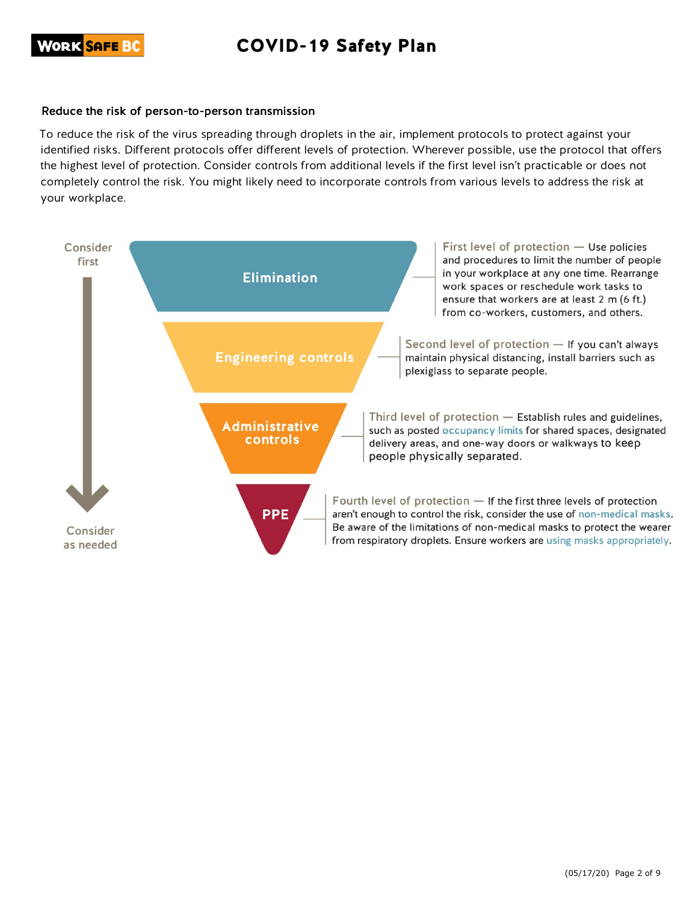## Reduce the risk of person-to-person transmission

To reduce the risk of the virus spreading through droplets in the air, implement protocols to protect against your identified risks. Different protocols offer different levels of protection. Wherever possible, use the protocol that offers the highest level of protection. Consider controls from additional levels if the first level isn't practicable or does not completely control the risk. You might likely need to incorporate controls from various levels to address the risk at your workplace.

Consider first

**Elimination**

First level of protection — Use policies and procedures to limit the number of people in your workplace at any one time. Rearrange work spaces or reschedule work tasks to ensure that workers are at least 2 m (6 ft.) from co-workers, customers, and others.

**Engineering controls**

Second level of protection — If you can't always maintain physical distancing, install barriers such as plexiglass to separate people.

**Administrative controls**

Third level of protection — Establish rules and guidelines, such as posted occupancy limits for shared spaces, designated delivery areas, and one-way doors or walkways to keep people physically separated.

**PPE**

Fourth level of protection — If the first three levels of protection aren't enough to control the risk, consider the use of non-medical masks. Be aware of the limitations of non-medical masks to protect the wearer from respiratory droplets. Ensure workers are using masks appropriately.

Consider as needed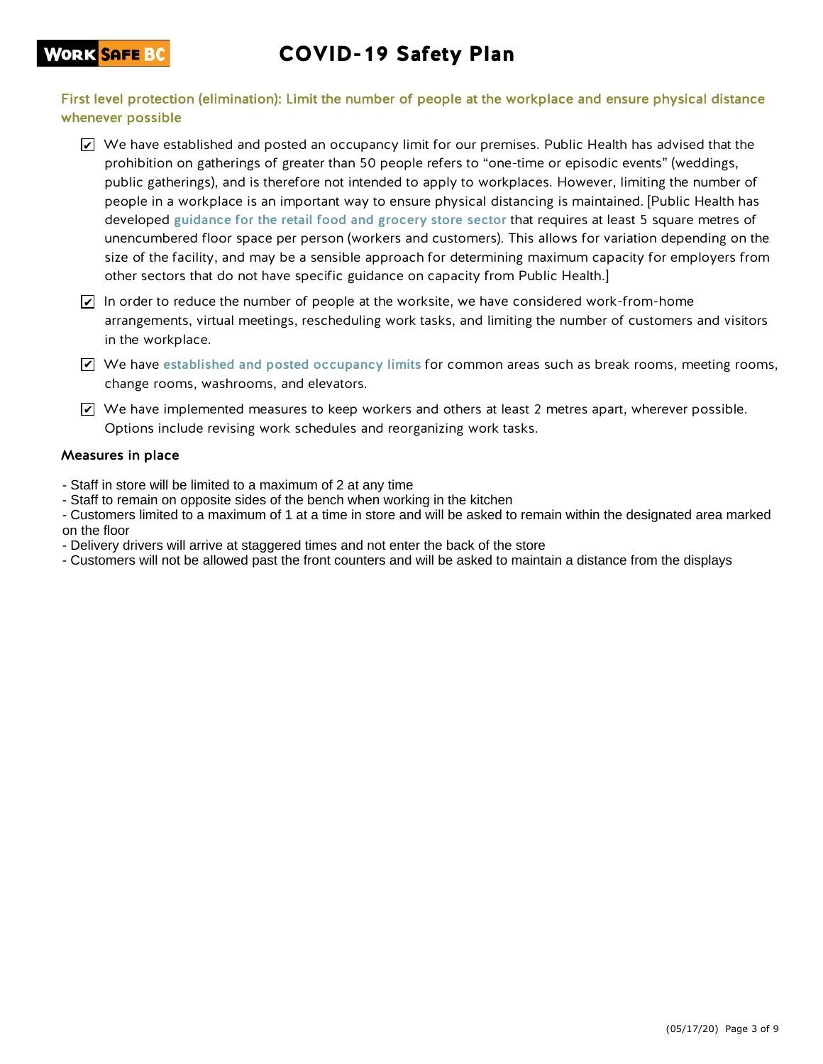## First level protection (elimination): Limit the number of people at the workplace and ensure physical distance whenever possible

- [x] We have established and posted an occupancy limit for our premises. Public Health has advised that the prohibition on gatherings of greater than 50 people refers to "one-time or episodic events" (weddings, public gatherings), and is therefore not intended to apply to workplaces. However, limiting the number of people in a workplace is an important way to ensure physical distancing is maintained. [Public Health has developed guidance for the retail food and grocery store sector that requires at least 5 square metres of unencumbered floor space per person (workers and customers). This allows for variation depending on the size of the facility, and may be a sensible approach for determining maximum capacity for employers from other sectors that do not have specific guidance on capacity from Public Health.]
- [x] In order to reduce the number of people at the worksite, we have considered work-from-home arrangements, virtual meetings, rescheduling work tasks, and limiting the number of customers and visitors in the workplace.
- [x] We have established and posted occupancy limits for common areas such as break rooms, meeting rooms, change rooms, washrooms, and elevators.
- [x] We have implemented measures to keep workers and others at least 2 metres apart, wherever possible. Options include revising work schedules and reorganizing work tasks.

### Measures in place

- Staff in store will be limited to a maximum of 2 at any time
- Staff to remain on opposite sides of the bench when working in the kitchen
- Customers limited to a maximum of 1 at a time in store and will be asked to remain within the designated area marked on the floor
- Delivery drivers will arrive at staggered times and not enter the back of the store
- Customers will not be allowed past the front counters and will be asked to maintain a distance from the displays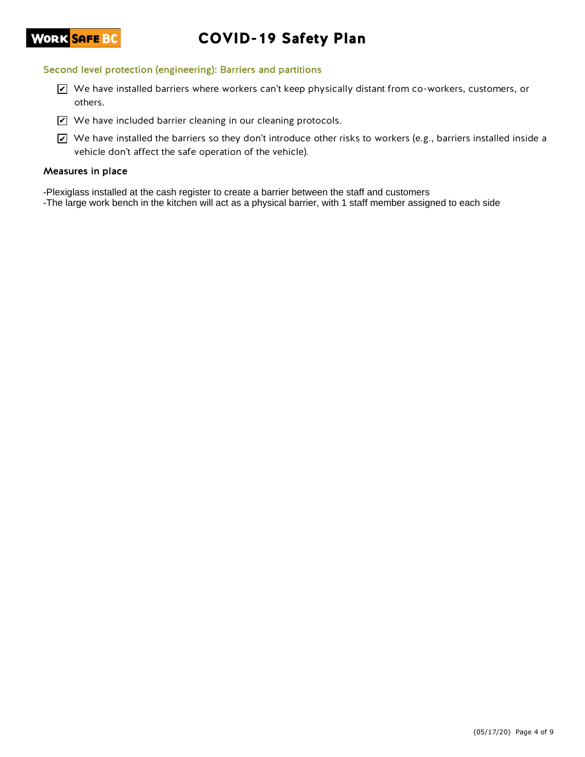## Second level protection (engineering): Barriers and partitions

- [x] We have installed barriers where workers can't keep physically distant from co-workers, customers, or others.
- [x] We have included barrier cleaning in our cleaning protocols.
- [x] We have installed the barriers so they don't introduce other risks to workers (e.g., barriers installed inside a vehicle don't affect the safe operation of the vehicle).

### Measures in place

-Plexiglass installed at the cash register to create a barrier between the staff and customers
-The large work bench in the kitchen will act as a physical barrier, with 1 staff member assigned to each side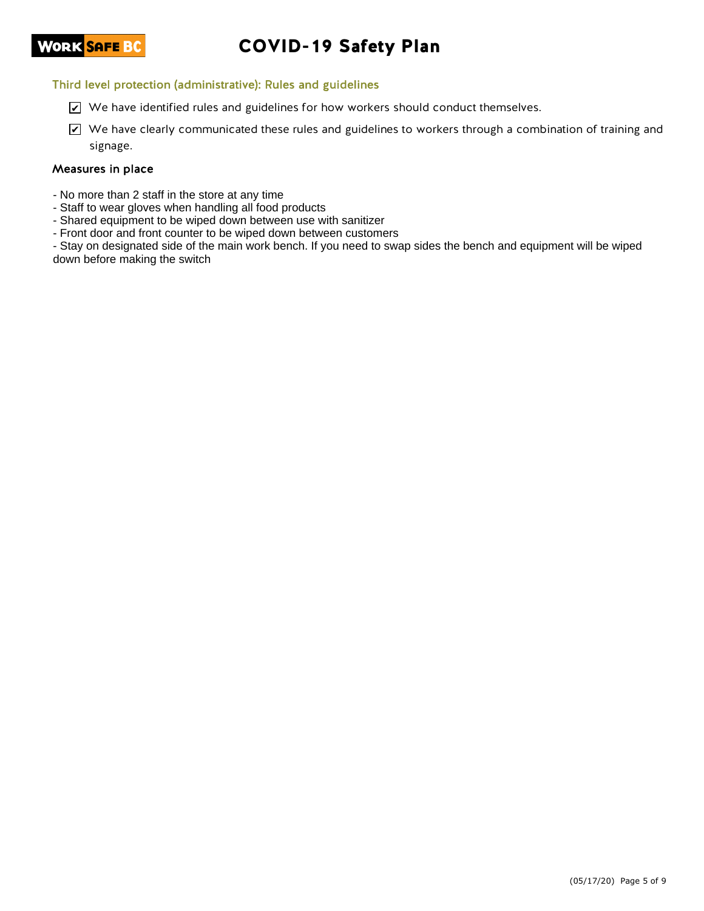### Third level protection (administrative): Rules and guidelines

- [x] We have identified rules and guidelines for how workers should conduct themselves.
- [x] We have clearly communicated these rules and guidelines to workers through a combination of training and signage.

#### Measures in place

- No more than 2 staff in the store at any time
- Staff to wear gloves when handling all food products
- Shared equipment to be wiped down between use with sanitizer
- Front door and front counter to be wiped down between customers
- Stay on designated side of the main work bench. If you need to swap sides the bench and equipment will be wiped down before making the switch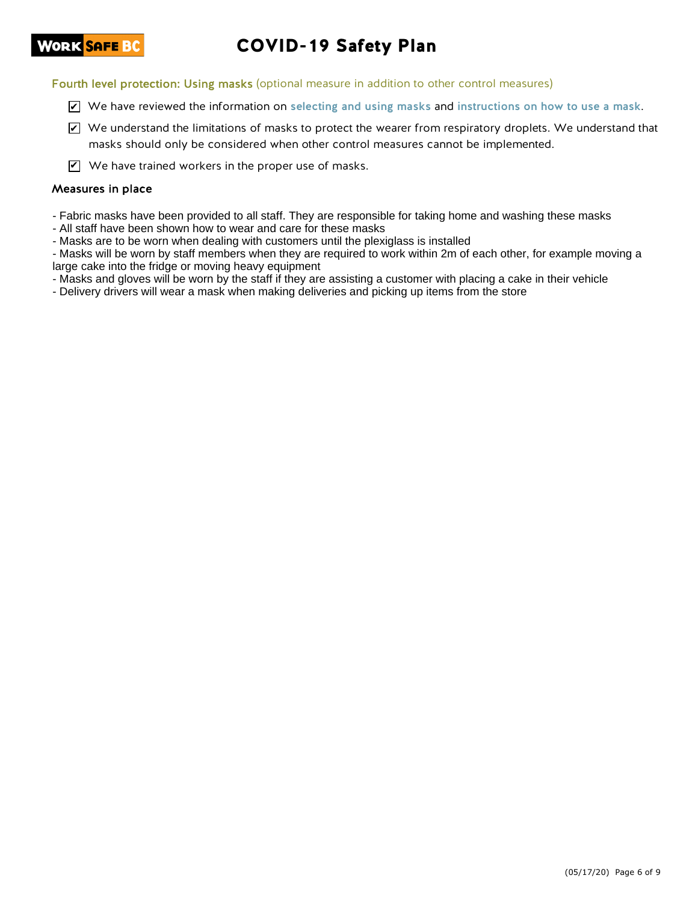## Fourth level protection: Using masks (optional measure in addition to other control measures)

- [x] We have reviewed the information on selecting and using masks and instructions on how to use a mask.
- [x] We understand the limitations of masks to protect the wearer from respiratory droplets. We understand that masks should only be considered when other control measures cannot be implemented.
- [x] We have trained workers in the proper use of masks.

### Measures in place

- Fabric masks have been provided to all staff. They are responsible for taking home and washing these masks
- All staff have been shown how to wear and care for these masks
- Masks are to be worn when dealing with customers until the plexiglass is installed
- Masks will be worn by staff members when they are required to work within 2m of each other, for example moving a large cake into the fridge or moving heavy equipment
- Masks and gloves will be worn by the staff if they are assisting a customer with placing a cake in their vehicle
- Delivery drivers will wear a mask when making deliveries and picking up items from the store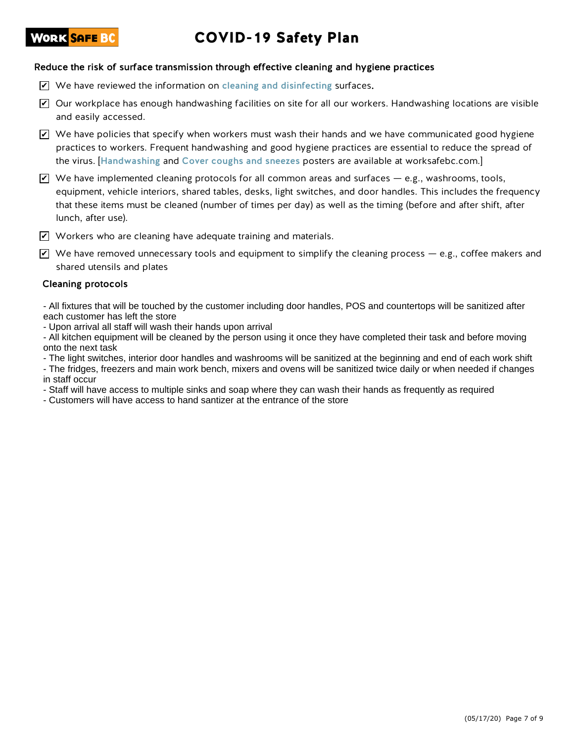## Reduce the risk of surface transmission through effective cleaning and hygiene practices

- ☑ We have reviewed the information on **cleaning and disinfecting** surfaces.
- ☑ Our workplace has enough handwashing facilities on site for all our workers. Handwashing locations are visible and easily accessed.
- ☑ We have policies that specify when workers must wash their hands and we have communicated good hygiene practices to workers. Frequent handwashing and good hygiene practices are essential to reduce the spread of the virus. [**Handwashing** and **Cover coughs and sneezes** posters are available at worksafebc.com.]
- ☑ We have implemented cleaning protocols for all common areas and surfaces — e.g., washrooms, tools, equipment, vehicle interiors, shared tables, desks, light switches, and door handles. This includes the frequency that these items must be cleaned (number of times per day) as well as the timing (before and after shift, after lunch, after use).
- ☑ Workers who are cleaning have adequate training and materials.
- ☑ We have removed unnecessary tools and equipment to simplify the cleaning process — e.g., coffee makers and shared utensils and plates

### Cleaning protocols

- All fixtures that will be touched by the customer including door handles, POS and countertops will be sanitized after each customer has left the store
- Upon arrival all staff will wash their hands upon arrival
- All kitchen equipment will be cleaned by the person using it once they have completed their task and before moving onto the next task
- The light switches, interior door handles and washrooms will be sanitized at the beginning and end of each work shift
- The fridges, freezers and main work bench, mixers and ovens will be sanitized twice daily or when needed if changes in staff occur
- Staff will have access to multiple sinks and soap where they can wash their hands as frequently as required
- Customers will have access to hand santizer at the entrance of the store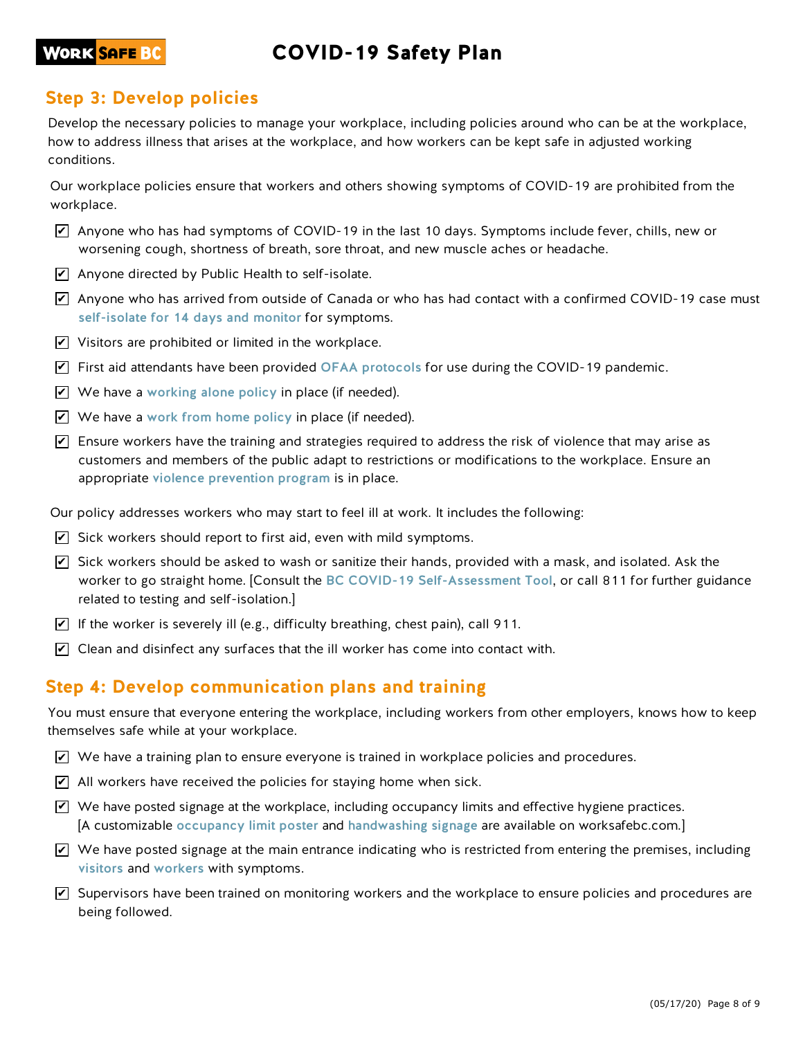## Step 3: Develop policies

Develop the necessary policies to manage your workplace, including policies around who can be at the workplace, how to address illness that arises at the workplace, and how workers can be kept safe in adjusted working conditions.

Our workplace policies ensure that workers and others showing symptoms of COVID-19 are prohibited from the workplace.

- [x] Anyone who has had symptoms of COVID-19 in the last 10 days. Symptoms include fever, chills, new or worsening cough, shortness of breath, sore throat, and new muscle aches or headache.
- [x] Anyone directed by Public Health to self-isolate.
- [x] Anyone who has arrived from outside of Canada or who has had contact with a confirmed COVID-19 case must self-isolate for 14 days and monitor for symptoms.
- [x] Visitors are prohibited or limited in the workplace.
- [x] First aid attendants have been provided OFAA protocols for use during the COVID-19 pandemic.
- [x] We have a working alone policy in place (if needed).
- [x] We have a work from home policy in place (if needed).
- [x] Ensure workers have the training and strategies required to address the risk of violence that may arise as customers and members of the public adapt to restrictions or modifications to the workplace. Ensure an appropriate violence prevention program is in place.

Our policy addresses workers who may start to feel ill at work. It includes the following:

- [x] Sick workers should report to first aid, even with mild symptoms.
- [x] Sick workers should be asked to wash or sanitize their hands, provided with a mask, and isolated. Ask the worker to go straight home. [Consult the BC COVID-19 Self-Assessment Tool, or call 811 for further guidance related to testing and self-isolation.]
- [x] If the worker is severely ill (e.g., difficulty breathing, chest pain), call 911.
- [x] Clean and disinfect any surfaces that the ill worker has come into contact with.

## Step 4: Develop communication plans and training

You must ensure that everyone entering the workplace, including workers from other employers, knows how to keep themselves safe while at your workplace.

- [x] We have a training plan to ensure everyone is trained in workplace policies and procedures.
- [x] All workers have received the policies for staying home when sick.
- [x] We have posted signage at the workplace, including occupancy limits and effective hygiene practices. [A customizable occupancy limit poster and handwashing signage are available on worksafebc.com.]
- [x] We have posted signage at the main entrance indicating who is restricted from entering the premises, including visitors and workers with symptoms.
- [x] Supervisors have been trained on monitoring workers and the workplace to ensure policies and procedures are being followed.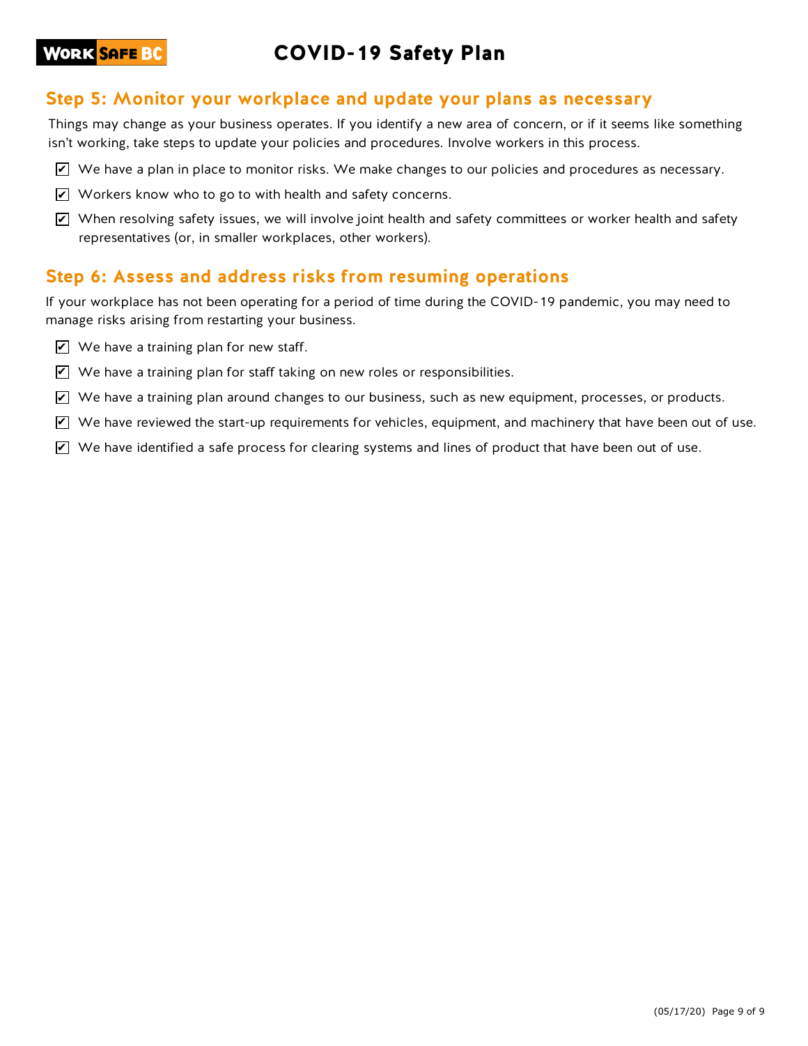## Step 5: Monitor your workplace and update your plans as necessary

Things may change as your business operates. If you identify a new area of concern, or if it seems like something isn't working, take steps to update your policies and procedures. Involve workers in this process.

- [x] We have a plan in place to monitor risks. We make changes to our policies and procedures as necessary.
- [x] Workers know who to go to with health and safety concerns.
- [x] When resolving safety issues, we will involve joint health and safety committees or worker health and safety representatives (or, in smaller workplaces, other workers).

## Step 6: Assess and address risks from resuming operations

If your workplace has not been operating for a period of time during the COVID-19 pandemic, you may need to manage risks arising from restarting your business.

- [x] We have a training plan for new staff.
- [x] We have a training plan for staff taking on new roles or responsibilities.
- [x] We have a training plan around changes to our business, such as new equipment, processes, or products.
- [x] We have reviewed the start-up requirements for vehicles, equipment, and machinery that have been out of use.
- [x] We have identified a safe process for clearing systems and lines of product that have been out of use.